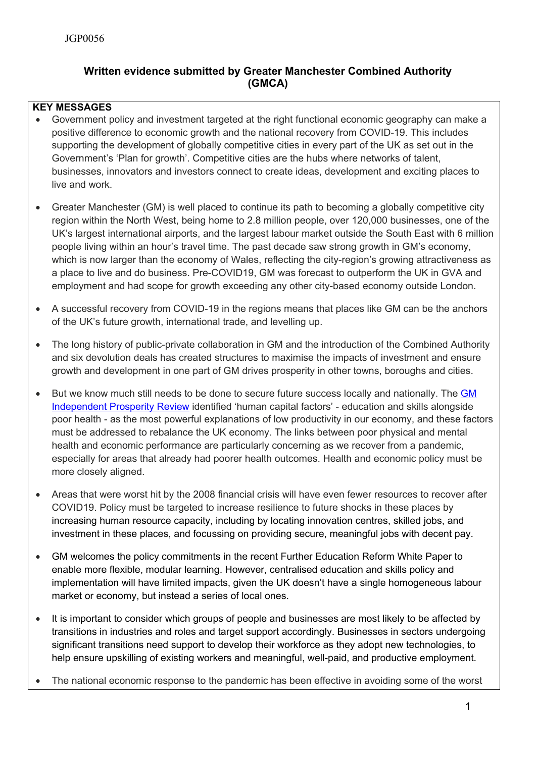JGP0056

**Written evidence submitted by Greater Manchester Combined Authority (GMCA)**

**KEY MESSAGES**

- Government policy and investment targeted at the right functional economic geography can make a positive difference to economic growth and the national recovery from COVID-19. This includes supporting the development of globally competitive cities in every part of the UK as set out in the Government's 'Plan for growth'. Competitive cities are the hubs where networks of talent, businesses, innovators and investors connect to create ideas, development and exciting places to live and work.

- Greater Manchester (GM) is well placed to continue its path to becoming a globally competitive city region within the North West, being home to 2.8 million people, over 120,000 businesses, one of the UK's largest international airports, and the largest labour market outside the South East with 6 million people living within an hour's travel time. The past decade saw strong growth in GM's economy, which is now larger than the economy of Wales, reflecting the city-region's growing attractiveness as a place to live and do business. Pre-COVID19, GM was forecast to outperform the UK in GVA and employment and had scope for growth exceeding any other city-based economy outside London.

- A successful recovery from COVID-19 in the regions means that places like GM can be the anchors of the UK's future growth, international trade, and levelling up.

- The long history of public-private collaboration in GM and the introduction of the Combined Authority and six devolution deals has created structures to maximise the impacts of investment and ensure growth and development in one part of GM drives prosperity in other towns, boroughs and cities.

- But we know much still needs to be done to secure future success locally and nationally. The GM Independent Prosperity Review identified 'human capital factors' - education and skills alongside poor health - as the most powerful explanations of low productivity in our economy, and these factors must be addressed to rebalance the UK economy. The links between poor physical and mental health and economic performance are particularly concerning as we recover from a pandemic, especially for areas that already had poorer health outcomes. Health and economic policy must be more closely aligned.

- Areas that were worst hit by the 2008 financial crisis will have even fewer resources to recover after COVID19. Policy must be targeted to increase resilience to future shocks in these places by increasing human resource capacity, including by locating innovation centres, skilled jobs, and investment in these places, and focussing on providing secure, meaningful jobs with decent pay.

- GM welcomes the policy commitments in the recent Further Education Reform White Paper to enable more flexible, modular learning. However, centralised education and skills policy and implementation will have limited impacts, given the UK doesn't have a single homogeneous labour market or economy, but instead a series of local ones.

- It is important to consider which groups of people and businesses are most likely to be affected by transitions in industries and roles and target support accordingly. Businesses in sectors undergoing significant transitions need support to develop their workforce as they adopt new technologies, to help ensure upskilling of existing workers and meaningful, well-paid, and productive employment.

- The national economic response to the pandemic has been effective in avoiding some of the worst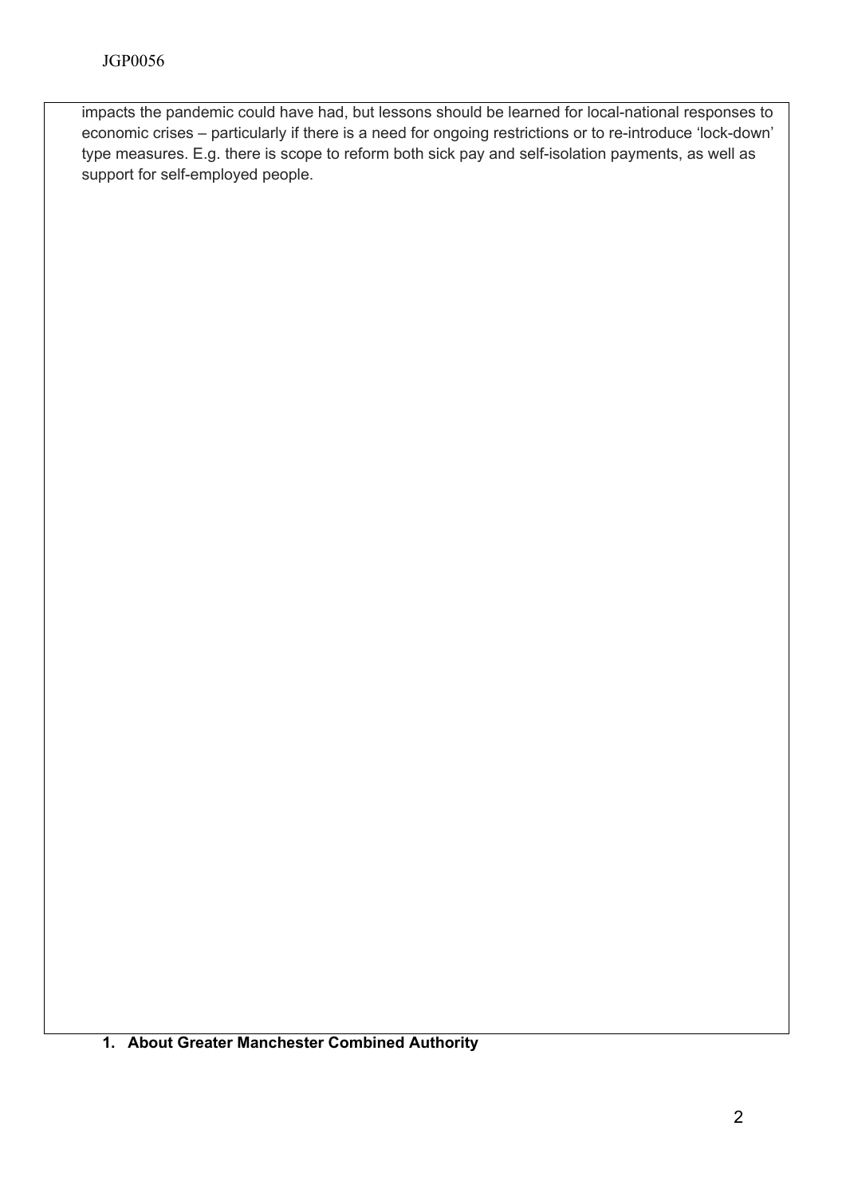impacts the pandemic could have had, but lessons should be learned for local-national responses to economic crises – particularly if there is a need for ongoing restrictions or to re-introduce 'lock-down' type measures. E.g. there is scope to reform both sick pay and self-isolation payments, as well as support for self-employed people.

## 1. About Greater Manchester Combined Authority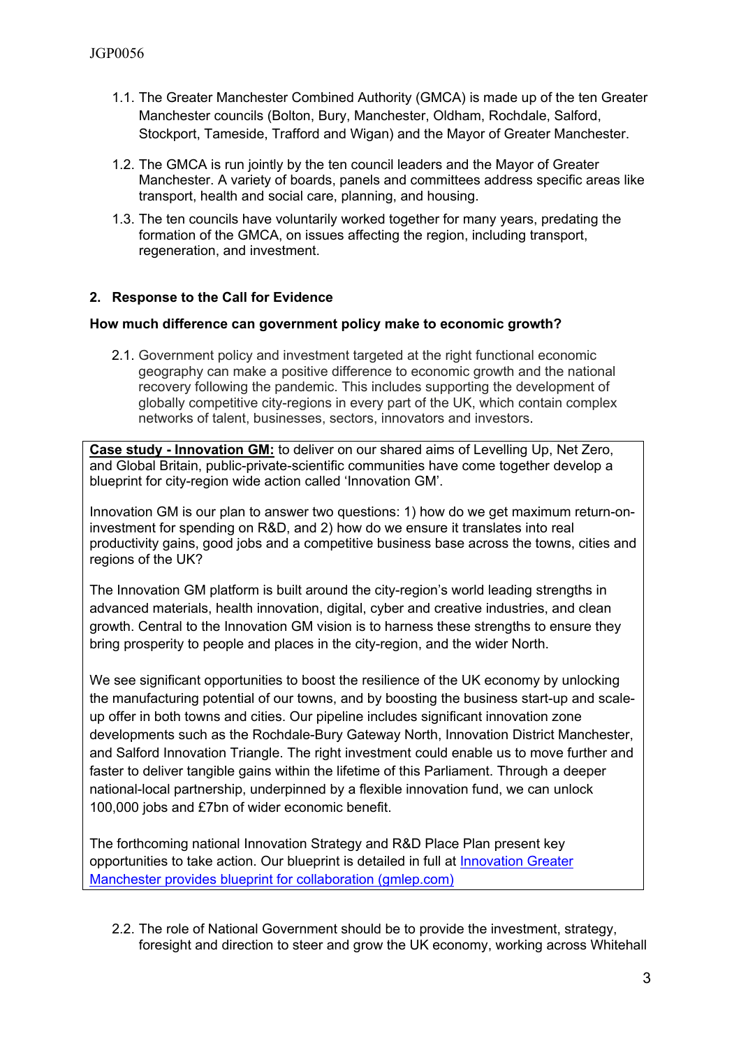1.1. The Greater Manchester Combined Authority (GMCA) is made up of the ten Greater Manchester councils (Bolton, Bury, Manchester, Oldham, Rochdale, Salford, Stockport, Tameside, Trafford and Wigan) and the Mayor of Greater Manchester.

1.2. The GMCA is run jointly by the ten council leaders and the Mayor of Greater Manchester. A variety of boards, panels and committees address specific areas like transport, health and social care, planning, and housing.

1.3. The ten councils have voluntarily worked together for many years, predating the formation of the GMCA, on issues affecting the region, including transport, regeneration, and investment.

## 2. Response to the Call for Evidence

### How much difference can government policy make to economic growth?

2.1. Government policy and investment targeted at the right functional economic geography can make a positive difference to economic growth and the national recovery following the pandemic. This includes supporting the development of globally competitive city-regions in every part of the UK, which contain complex networks of talent, businesses, sectors, innovators and investors.

> **Case study - Innovation GM:** to deliver on our shared aims of Levelling Up, Net Zero, and Global Britain, public-private-scientific communities have come together develop a blueprint for city-region wide action called 'Innovation GM'.
>
> Innovation GM is our plan to answer two questions: 1) how do we get maximum return-on-investment for spending on R&D, and 2) how do we ensure it translates into real productivity gains, good jobs and a competitive business base across the towns, cities and regions of the UK?
>
> The Innovation GM platform is built around the city-region's world leading strengths in advanced materials, health innovation, digital, cyber and creative industries, and clean growth. Central to the Innovation GM vision is to harness these strengths to ensure they bring prosperity to people and places in the city-region, and the wider North.
>
> We see significant opportunities to boost the resilience of the UK economy by unlocking the manufacturing potential of our towns, and by boosting the business start-up and scale-up offer in both towns and cities. Our pipeline includes significant innovation zone developments such as the Rochdale-Bury Gateway North, Innovation District Manchester, and Salford Innovation Triangle. The right investment could enable us to move further and faster to deliver tangible gains within the lifetime of this Parliament. Through a deeper national-local partnership, underpinned by a flexible innovation fund, we can unlock 100,000 jobs and £7bn of wider economic benefit.
>
> The forthcoming national Innovation Strategy and R&D Place Plan present key opportunities to take action. Our blueprint is detailed in full at Innovation Greater Manchester provides blueprint for collaboration (gmlep.com)

2.2. The role of National Government should be to provide the investment, strategy, foresight and direction to steer and grow the UK economy, working across Whitehall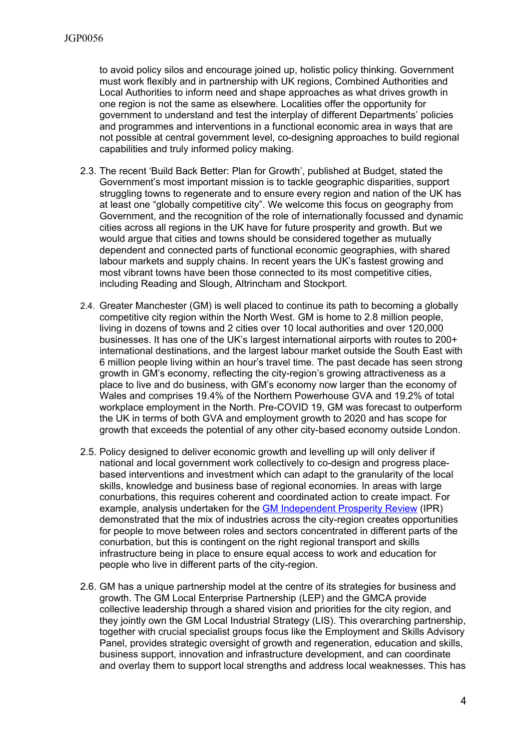to avoid policy silos and encourage joined up, holistic policy thinking. Government must work flexibly and in partnership with UK regions, Combined Authorities and Local Authorities to inform need and shape approaches as what drives growth in one region is not the same as elsewhere. Localities offer the opportunity for government to understand and test the interplay of different Departments' policies and programmes and interventions in a functional economic area in ways that are not possible at central government level, co-designing approaches to build regional capabilities and truly informed policy making.

2.3. The recent 'Build Back Better: Plan for Growth', published at Budget, stated the Government's most important mission is to tackle geographic disparities, support struggling towns to regenerate and to ensure every region and nation of the UK has at least one "globally competitive city". We welcome this focus on geography from Government, and the recognition of the role of internationally focussed and dynamic cities across all regions in the UK have for future prosperity and growth. But we would argue that cities and towns should be considered together as mutually dependent and connected parts of functional economic geographies, with shared labour markets and supply chains. In recent years the UK's fastest growing and most vibrant towns have been those connected to its most competitive cities, including Reading and Slough, Altrincham and Stockport.

2.4. Greater Manchester (GM) is well placed to continue its path to becoming a globally competitive city region within the North West. GM is home to 2.8 million people, living in dozens of towns and 2 cities over 10 local authorities and over 120,000 businesses. It has one of the UK's largest international airports with routes to 200+ international destinations, and the largest labour market outside the South East with 6 million people living within an hour's travel time. The past decade has seen strong growth in GM's economy, reflecting the city-region's growing attractiveness as a place to live and do business, with GM's economy now larger than the economy of Wales and comprises 19.4% of the Northern Powerhouse GVA and 19.2% of total workplace employment in the North. Pre-COVID 19, GM was forecast to outperform the UK in terms of both GVA and employment growth to 2020 and has scope for growth that exceeds the potential of any other city-based economy outside London.

2.5. Policy designed to deliver economic growth and levelling up will only deliver if national and local government work collectively to co-design and progress place-based interventions and investment which can adapt to the granularity of the local skills, knowledge and business base of regional economies. In areas with large conurbations, this requires coherent and coordinated action to create impact. For example, analysis undertaken for the [GM Independent Prosperity Review](#) (IPR) demonstrated that the mix of industries across the city-region creates opportunities for people to move between roles and sectors concentrated in different parts of the conurbation, but this is contingent on the right regional transport and skills infrastructure being in place to ensure equal access to work and education for people who live in different parts of the city-region.

2.6. GM has a unique partnership model at the centre of its strategies for business and growth. The GM Local Enterprise Partnership (LEP) and the GMCA provide collective leadership through a shared vision and priorities for the city region, and they jointly own the GM Local Industrial Strategy (LIS). This overarching partnership, together with crucial specialist groups focus like the Employment and Skills Advisory Panel, provides strategic oversight of growth and regeneration, education and skills, business support, innovation and infrastructure development, and can coordinate and overlay them to support local strengths and address local weaknesses. This has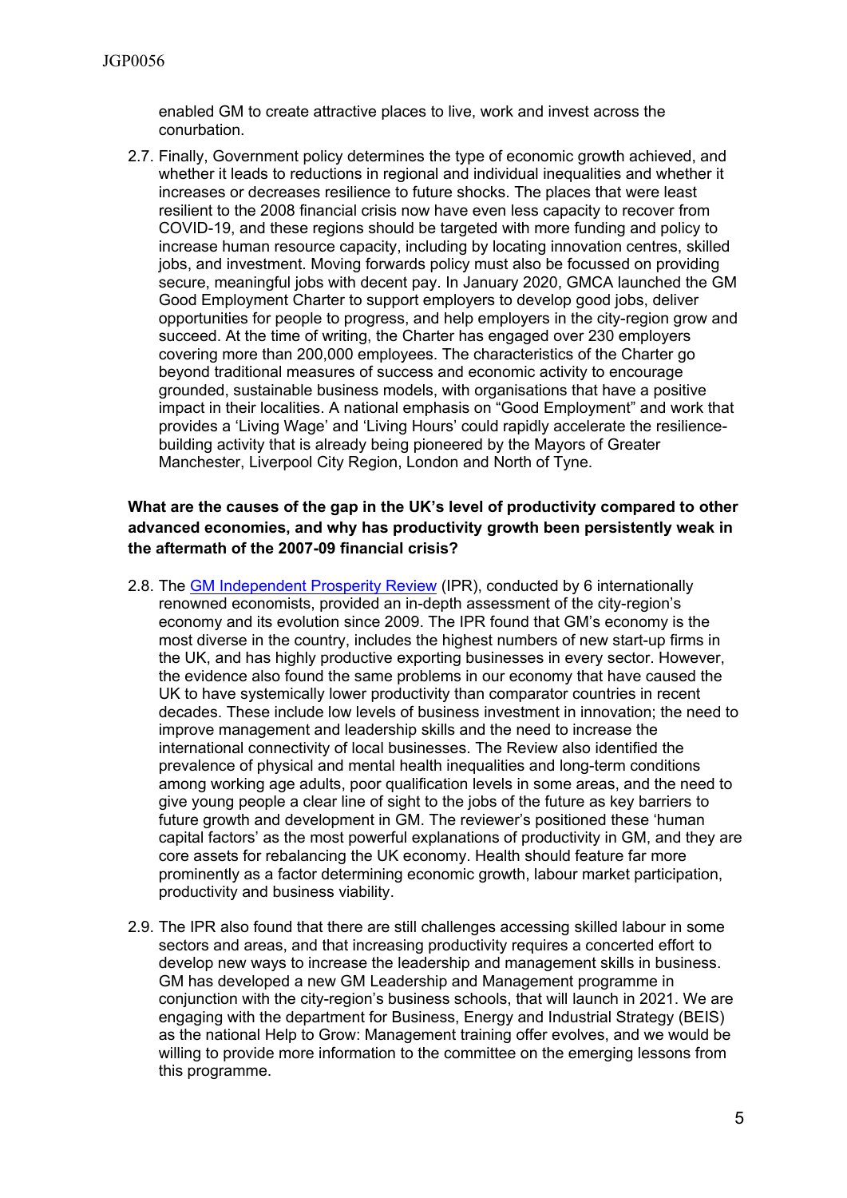enabled GM to create attractive places to live, work and invest across the conurbation.

2.7. Finally, Government policy determines the type of economic growth achieved, and whether it leads to reductions in regional and individual inequalities and whether it increases or decreases resilience to future shocks. The places that were least resilient to the 2008 financial crisis now have even less capacity to recover from COVID-19, and these regions should be targeted with more funding and policy to increase human resource capacity, including by locating innovation centres, skilled jobs, and investment. Moving forwards policy must also be focussed on providing secure, meaningful jobs with decent pay. In January 2020, GMCA launched the GM Good Employment Charter to support employers to develop good jobs, deliver opportunities for people to progress, and help employers in the city-region grow and succeed. At the time of writing, the Charter has engaged over 230 employers covering more than 200,000 employees. The characteristics of the Charter go beyond traditional measures of success and economic activity to encourage grounded, sustainable business models, with organisations that have a positive impact in their localities. A national emphasis on "Good Employment" and work that provides a 'Living Wage' and 'Living Hours' could rapidly accelerate the resilience-building activity that is already being pioneered by the Mayors of Greater Manchester, Liverpool City Region, London and North of Tyne.

**What are the causes of the gap in the UK's level of productivity compared to other advanced economies, and why has productivity growth been persistently weak in the aftermath of the 2007-09 financial crisis?**

2.8. The [GM Independent Prosperity Review](#) (IPR), conducted by 6 internationally renowned economists, provided an in-depth assessment of the city-region's economy and its evolution since 2009. The IPR found that GM's economy is the most diverse in the country, includes the highest numbers of new start-up firms in the UK, and has highly productive exporting businesses in every sector. However, the evidence also found the same problems in our economy that have caused the UK to have systemically lower productivity than comparator countries in recent decades. These include low levels of business investment in innovation; the need to improve management and leadership skills and the need to increase the international connectivity of local businesses. The Review also identified the prevalence of physical and mental health inequalities and long-term conditions among working age adults, poor qualification levels in some areas, and the need to give young people a clear line of sight to the jobs of the future as key barriers to future growth and development in GM. The reviewer's positioned these 'human capital factors' as the most powerful explanations of productivity in GM, and they are core assets for rebalancing the UK economy. Health should feature far more prominently as a factor determining economic growth, labour market participation, productivity and business viability.

2.9. The IPR also found that there are still challenges accessing skilled labour in some sectors and areas, and that increasing productivity requires a concerted effort to develop new ways to increase the leadership and management skills in business. GM has developed a new GM Leadership and Management programme in conjunction with the city-region's business schools, that will launch in 2021. We are engaging with the department for Business, Energy and Industrial Strategy (BEIS) as the national Help to Grow: Management training offer evolves, and we would be willing to provide more information to the committee on the emerging lessons from this programme.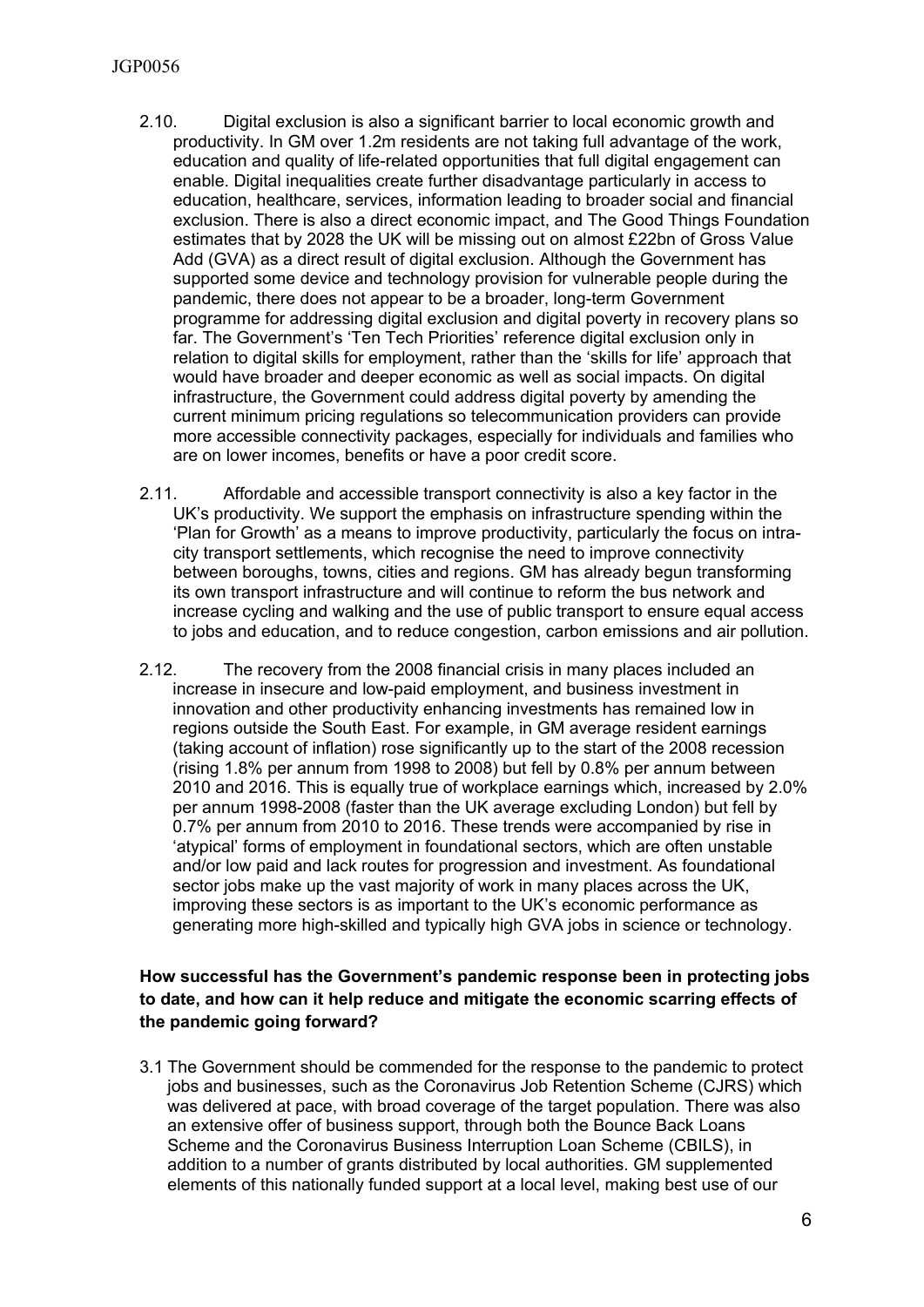2.10. Digital exclusion is also a significant barrier to local economic growth and productivity. In GM over 1.2m residents are not taking full advantage of the work, education and quality of life-related opportunities that full digital engagement can enable. Digital inequalities create further disadvantage particularly in access to education, healthcare, services, information leading to broader social and financial exclusion. There is also a direct economic impact, and The Good Things Foundation estimates that by 2028 the UK will be missing out on almost £22bn of Gross Value Add (GVA) as a direct result of digital exclusion. Although the Government has supported some device and technology provision for vulnerable people during the pandemic, there does not appear to be a broader, long-term Government programme for addressing digital exclusion and digital poverty in recovery plans so far. The Government's 'Ten Tech Priorities' reference digital exclusion only in relation to digital skills for employment, rather than the 'skills for life' approach that would have broader and deeper economic as well as social impacts. On digital infrastructure, the Government could address digital poverty by amending the current minimum pricing regulations so telecommunication providers can provide more accessible connectivity packages, especially for individuals and families who are on lower incomes, benefits or have a poor credit score.

2.11. Affordable and accessible transport connectivity is also a key factor in the UK's productivity. We support the emphasis on infrastructure spending within the 'Plan for Growth' as a means to improve productivity, particularly the focus on intra-city transport settlements, which recognise the need to improve connectivity between boroughs, towns, cities and regions. GM has already begun transforming its own transport infrastructure and will continue to reform the bus network and increase cycling and walking and the use of public transport to ensure equal access to jobs and education, and to reduce congestion, carbon emissions and air pollution.

2.12. The recovery from the 2008 financial crisis in many places included an increase in insecure and low-paid employment, and business investment in innovation and other productivity enhancing investments has remained low in regions outside the South East. For example, in GM average resident earnings (taking account of inflation) rose significantly up to the start of the 2008 recession (rising 1.8% per annum from 1998 to 2008) but fell by 0.8% per annum between 2010 and 2016. This is equally true of workplace earnings which, increased by 2.0% per annum 1998-2008 (faster than the UK average excluding London) but fell by 0.7% per annum from 2010 to 2016. These trends were accompanied by rise in 'atypical' forms of employment in foundational sectors, which are often unstable and/or low paid and lack routes for progression and investment. As foundational sector jobs make up the vast majority of work in many places across the UK, improving these sectors is as important to the UK's economic performance as generating more high-skilled and typically high GVA jobs in science or technology.

**How successful has the Government's pandemic response been in protecting jobs to date, and how can it help reduce and mitigate the economic scarring effects of the pandemic going forward?**

3.1 The Government should be commended for the response to the pandemic to protect jobs and businesses, such as the Coronavirus Job Retention Scheme (CJRS) which was delivered at pace, with broad coverage of the target population. There was also an extensive offer of business support, through both the Bounce Back Loans Scheme and the Coronavirus Business Interruption Loan Scheme (CBILS), in addition to a number of grants distributed by local authorities. GM supplemented elements of this nationally funded support at a local level, making best use of our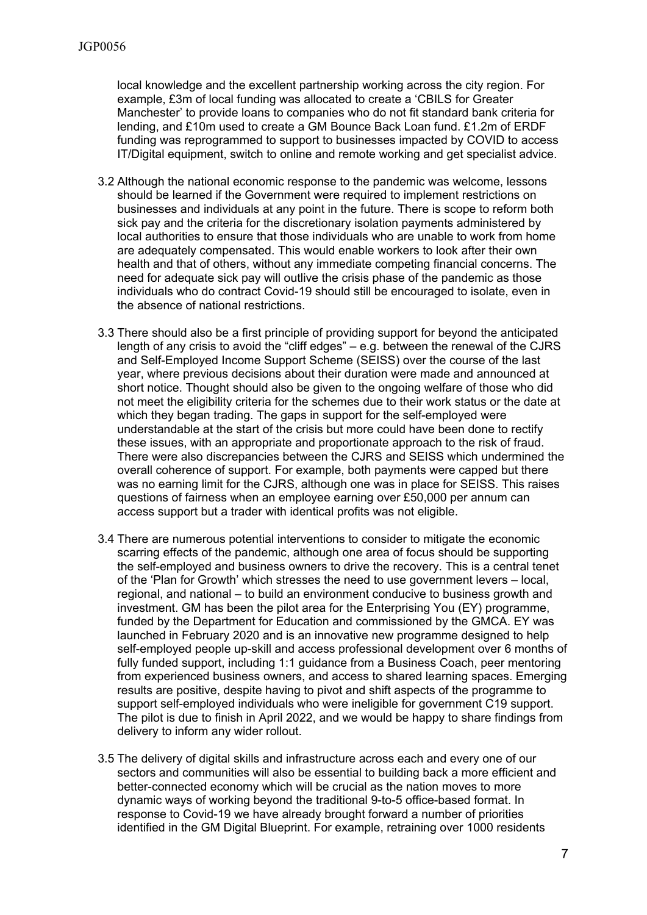local knowledge and the excellent partnership working across the city region. For example, £3m of local funding was allocated to create a 'CBILS for Greater Manchester' to provide loans to companies who do not fit standard bank criteria for lending, and £10m used to create a GM Bounce Back Loan fund. £1.2m of ERDF funding was reprogrammed to support to businesses impacted by COVID to access IT/Digital equipment, switch to online and remote working and get specialist advice.

3.2 Although the national economic response to the pandemic was welcome, lessons should be learned if the Government were required to implement restrictions on businesses and individuals at any point in the future. There is scope to reform both sick pay and the criteria for the discretionary isolation payments administered by local authorities to ensure that those individuals who are unable to work from home are adequately compensated. This would enable workers to look after their own health and that of others, without any immediate competing financial concerns. The need for adequate sick pay will outlive the crisis phase of the pandemic as those individuals who do contract Covid-19 should still be encouraged to isolate, even in the absence of national restrictions.

3.3 There should also be a first principle of providing support for beyond the anticipated length of any crisis to avoid the "cliff edges" – e.g. between the renewal of the CJRS and Self-Employed Income Support Scheme (SEISS) over the course of the last year, where previous decisions about their duration were made and announced at short notice. Thought should also be given to the ongoing welfare of those who did not meet the eligibility criteria for the schemes due to their work status or the date at which they began trading. The gaps in support for the self-employed were understandable at the start of the crisis but more could have been done to rectify these issues, with an appropriate and proportionate approach to the risk of fraud. There were also discrepancies between the CJRS and SEISS which undermined the overall coherence of support. For example, both payments were capped but there was no earning limit for the CJRS, although one was in place for SEISS. This raises questions of fairness when an employee earning over £50,000 per annum can access support but a trader with identical profits was not eligible.

3.4 There are numerous potential interventions to consider to mitigate the economic scarring effects of the pandemic, although one area of focus should be supporting the self-employed and business owners to drive the recovery. This is a central tenet of the 'Plan for Growth' which stresses the need to use government levers – local, regional, and national – to build an environment conducive to business growth and investment. GM has been the pilot area for the Enterprising You (EY) programme, funded by the Department for Education and commissioned by the GMCA. EY was launched in February 2020 and is an innovative new programme designed to help self-employed people up-skill and access professional development over 6 months of fully funded support, including 1:1 guidance from a Business Coach, peer mentoring from experienced business owners, and access to shared learning spaces. Emerging results are positive, despite having to pivot and shift aspects of the programme to support self-employed individuals who were ineligible for government C19 support. The pilot is due to finish in April 2022, and we would be happy to share findings from delivery to inform any wider rollout.

3.5 The delivery of digital skills and infrastructure across each and every one of our sectors and communities will also be essential to building back a more efficient and better-connected economy which will be crucial as the nation moves to more dynamic ways of working beyond the traditional 9-to-5 office-based format. In response to Covid-19 we have already brought forward a number of priorities identified in the GM Digital Blueprint. For example, retraining over 1000 residents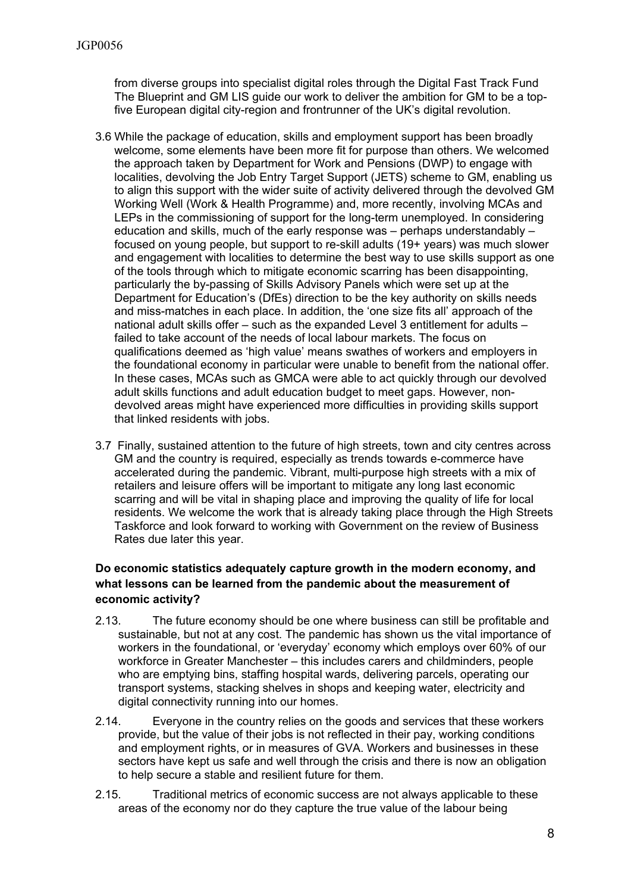from diverse groups into specialist digital roles through the Digital Fast Track Fund The Blueprint and GM LIS guide our work to deliver the ambition for GM to be a top-five European digital city-region and frontrunner of the UK's digital revolution.

3.6 While the package of education, skills and employment support has been broadly welcome, some elements have been more fit for purpose than others. We welcomed the approach taken by Department for Work and Pensions (DWP) to engage with localities, devolving the Job Entry Target Support (JETS) scheme to GM, enabling us to align this support with the wider suite of activity delivered through the devolved GM Working Well (Work & Health Programme) and, more recently, involving MCAs and LEPs in the commissioning of support for the long-term unemployed. In considering education and skills, much of the early response was – perhaps understandably – focused on young people, but support to re-skill adults (19+ years) was much slower and engagement with localities to determine the best way to use skills support as one of the tools through which to mitigate economic scarring has been disappointing, particularly the by-passing of Skills Advisory Panels which were set up at the Department for Education's (DfEs) direction to be the key authority on skills needs and miss-matches in each place. In addition, the 'one size fits all' approach of the national adult skills offer – such as the expanded Level 3 entitlement for adults – failed to take account of the needs of local labour markets. The focus on qualifications deemed as 'high value' means swathes of workers and employers in the foundational economy in particular were unable to benefit from the national offer. In these cases, MCAs such as GMCA were able to act quickly through our devolved adult skills functions and adult education budget to meet gaps. However, non-devolved areas might have experienced more difficulties in providing skills support that linked residents with jobs.

3.7 Finally, sustained attention to the future of high streets, town and city centres across GM and the country is required, especially as trends towards e-commerce have accelerated during the pandemic. Vibrant, multi-purpose high streets with a mix of retailers and leisure offers will be important to mitigate any long last economic scarring and will be vital in shaping place and improving the quality of life for local residents. We welcome the work that is already taking place through the High Streets Taskforce and look forward to working with Government on the review of Business Rates due later this year.

**Do economic statistics adequately capture growth in the modern economy, and what lessons can be learned from the pandemic about the measurement of economic activity?**

2.13. The future economy should be one where business can still be profitable and sustainable, but not at any cost. The pandemic has shown us the vital importance of workers in the foundational, or 'everyday' economy which employs over 60% of our workforce in Greater Manchester – this includes carers and childminders, people who are emptying bins, staffing hospital wards, delivering parcels, operating our transport systems, stacking shelves in shops and keeping water, electricity and digital connectivity running into our homes.

2.14. Everyone in the country relies on the goods and services that these workers provide, but the value of their jobs is not reflected in their pay, working conditions and employment rights, or in measures of GVA. Workers and businesses in these sectors have kept us safe and well through the crisis and there is now an obligation to help secure a stable and resilient future for them.

2.15. Traditional metrics of economic success are not always applicable to these areas of the economy nor do they capture the true value of the labour being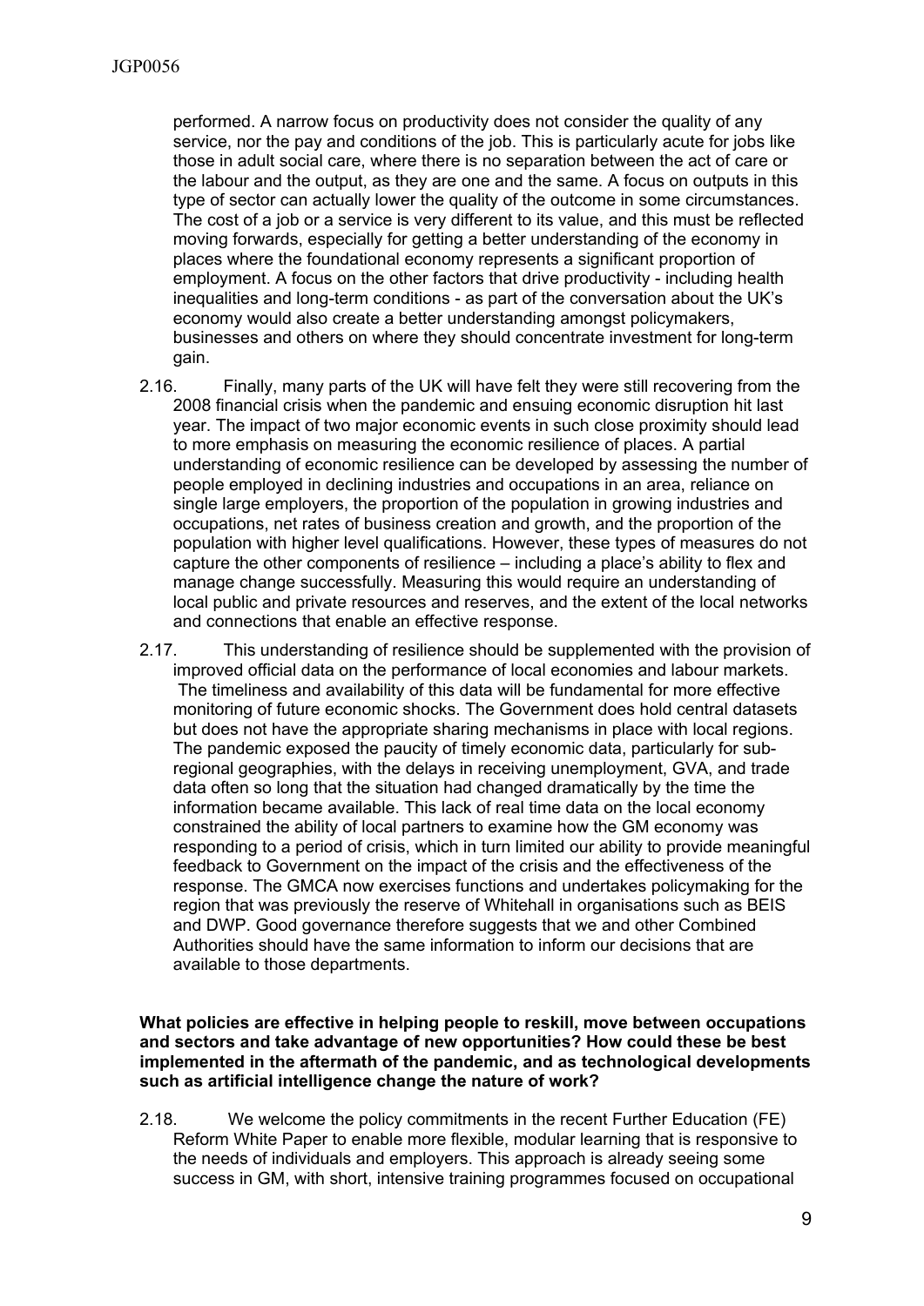performed. A narrow focus on productivity does not consider the quality of any service, nor the pay and conditions of the job. This is particularly acute for jobs like those in adult social care, where there is no separation between the act of care or the labour and the output, as they are one and the same. A focus on outputs in this type of sector can actually lower the quality of the outcome in some circumstances. The cost of a job or a service is very different to its value, and this must be reflected moving forwards, especially for getting a better understanding of the economy in places where the foundational economy represents a significant proportion of employment. A focus on the other factors that drive productivity - including health inequalities and long-term conditions - as part of the conversation about the UK's economy would also create a better understanding amongst policymakers, businesses and others on where they should concentrate investment for long-term gain.

2.16. Finally, many parts of the UK will have felt they were still recovering from the 2008 financial crisis when the pandemic and ensuing economic disruption hit last year. The impact of two major economic events in such close proximity should lead to more emphasis on measuring the economic resilience of places. A partial understanding of economic resilience can be developed by assessing the number of people employed in declining industries and occupations in an area, reliance on single large employers, the proportion of the population in growing industries and occupations, net rates of business creation and growth, and the proportion of the population with higher level qualifications. However, these types of measures do not capture the other components of resilience – including a place's ability to flex and manage change successfully. Measuring this would require an understanding of local public and private resources and reserves, and the extent of the local networks and connections that enable an effective response.

2.17. This understanding of resilience should be supplemented with the provision of improved official data on the performance of local economies and labour markets. The timeliness and availability of this data will be fundamental for more effective monitoring of future economic shocks. The Government does hold central datasets but does not have the appropriate sharing mechanisms in place with local regions. The pandemic exposed the paucity of timely economic data, particularly for sub-regional geographies, with the delays in receiving unemployment, GVA, and trade data often so long that the situation had changed dramatically by the time the information became available. This lack of real time data on the local economy constrained the ability of local partners to examine how the GM economy was responding to a period of crisis, which in turn limited our ability to provide meaningful feedback to Government on the impact of the crisis and the effectiveness of the response. The GMCA now exercises functions and undertakes policymaking for the region that was previously the reserve of Whitehall in organisations such as BEIS and DWP. Good governance therefore suggests that we and other Combined Authorities should have the same information to inform our decisions that are available to those departments.

**What policies are effective in helping people to reskill, move between occupations and sectors and take advantage of new opportunities? How could these be best implemented in the aftermath of the pandemic, and as technological developments such as artificial intelligence change the nature of work?**

2.18. We welcome the policy commitments in the recent Further Education (FE) Reform White Paper to enable more flexible, modular learning that is responsive to the needs of individuals and employers. This approach is already seeing some success in GM, with short, intensive training programmes focused on occupational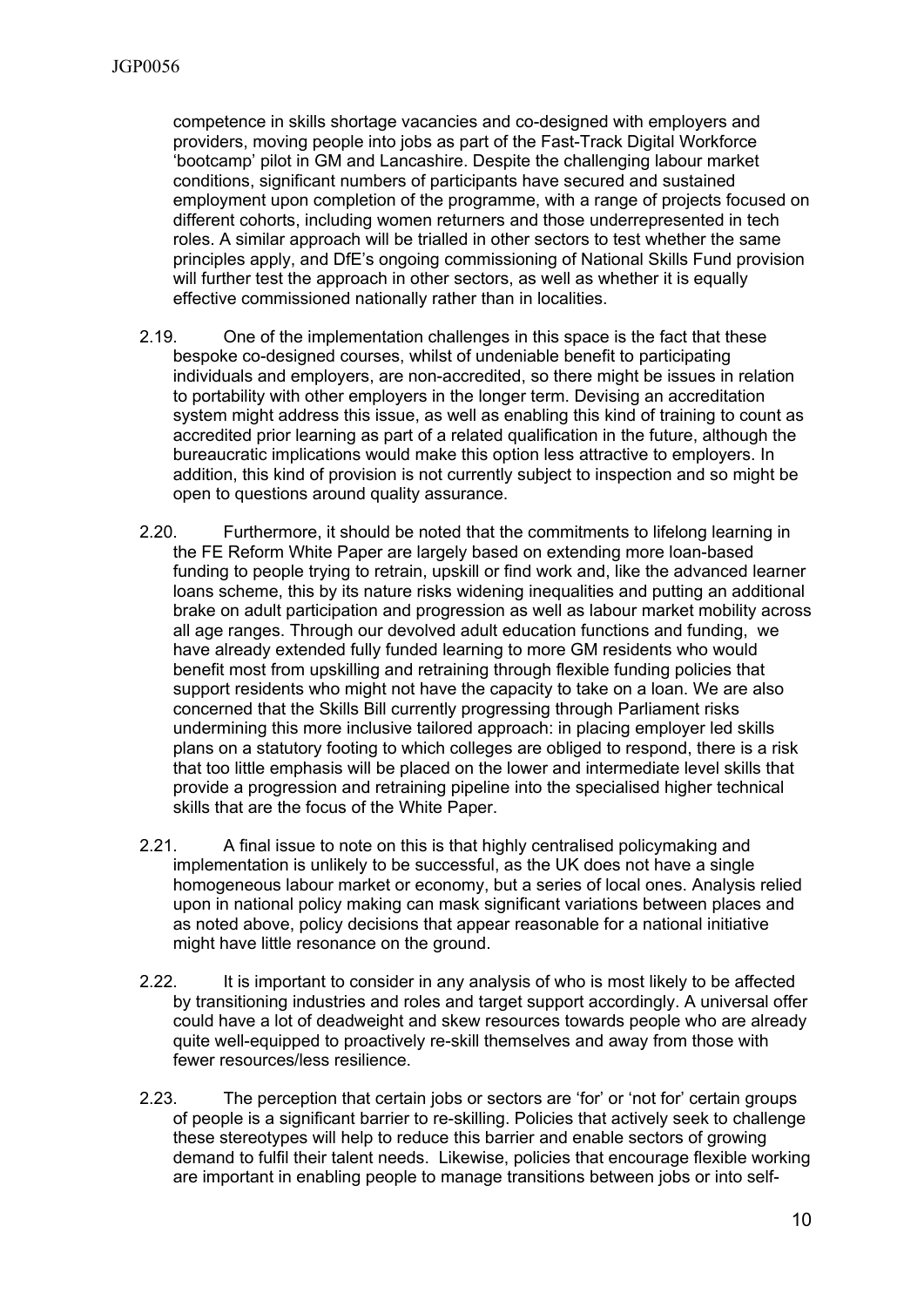competence in skills shortage vacancies and co-designed with employers and providers, moving people into jobs as part of the Fast-Track Digital Workforce 'bootcamp' pilot in GM and Lancashire. Despite the challenging labour market conditions, significant numbers of participants have secured and sustained employment upon completion of the programme, with a range of projects focused on different cohorts, including women returners and those underrepresented in tech roles. A similar approach will be trialled in other sectors to test whether the same principles apply, and DfE's ongoing commissioning of National Skills Fund provision will further test the approach in other sectors, as well as whether it is equally effective commissioned nationally rather than in localities.

2.19. One of the implementation challenges in this space is the fact that these bespoke co-designed courses, whilst of undeniable benefit to participating individuals and employers, are non-accredited, so there might be issues in relation to portability with other employers in the longer term. Devising an accreditation system might address this issue, as well as enabling this kind of training to count as accredited prior learning as part of a related qualification in the future, although the bureaucratic implications would make this option less attractive to employers. In addition, this kind of provision is not currently subject to inspection and so might be open to questions around quality assurance.

2.20. Furthermore, it should be noted that the commitments to lifelong learning in the FE Reform White Paper are largely based on extending more loan-based funding to people trying to retrain, upskill or find work and, like the advanced learner loans scheme, this by its nature risks widening inequalities and putting an additional brake on adult participation and progression as well as labour market mobility across all age ranges. Through our devolved adult education functions and funding, we have already extended fully funded learning to more GM residents who would benefit most from upskilling and retraining through flexible funding policies that support residents who might not have the capacity to take on a loan. We are also concerned that the Skills Bill currently progressing through Parliament risks undermining this more inclusive tailored approach: in placing employer led skills plans on a statutory footing to which colleges are obliged to respond, there is a risk that too little emphasis will be placed on the lower and intermediate level skills that provide a progression and retraining pipeline into the specialised higher technical skills that are the focus of the White Paper.

2.21. A final issue to note on this is that highly centralised policymaking and implementation is unlikely to be successful, as the UK does not have a single homogeneous labour market or economy, but a series of local ones. Analysis relied upon in national policy making can mask significant variations between places and as noted above, policy decisions that appear reasonable for a national initiative might have little resonance on the ground.

2.22. It is important to consider in any analysis of who is most likely to be affected by transitioning industries and roles and target support accordingly. A universal offer could have a lot of deadweight and skew resources towards people who are already quite well-equipped to proactively re-skill themselves and away from those with fewer resources/less resilience.

2.23. The perception that certain jobs or sectors are 'for' or 'not for' certain groups of people is a significant barrier to re-skilling. Policies that actively seek to challenge these stereotypes will help to reduce this barrier and enable sectors of growing demand to fulfil their talent needs. Likewise, policies that encourage flexible working are important in enabling people to manage transitions between jobs or into self-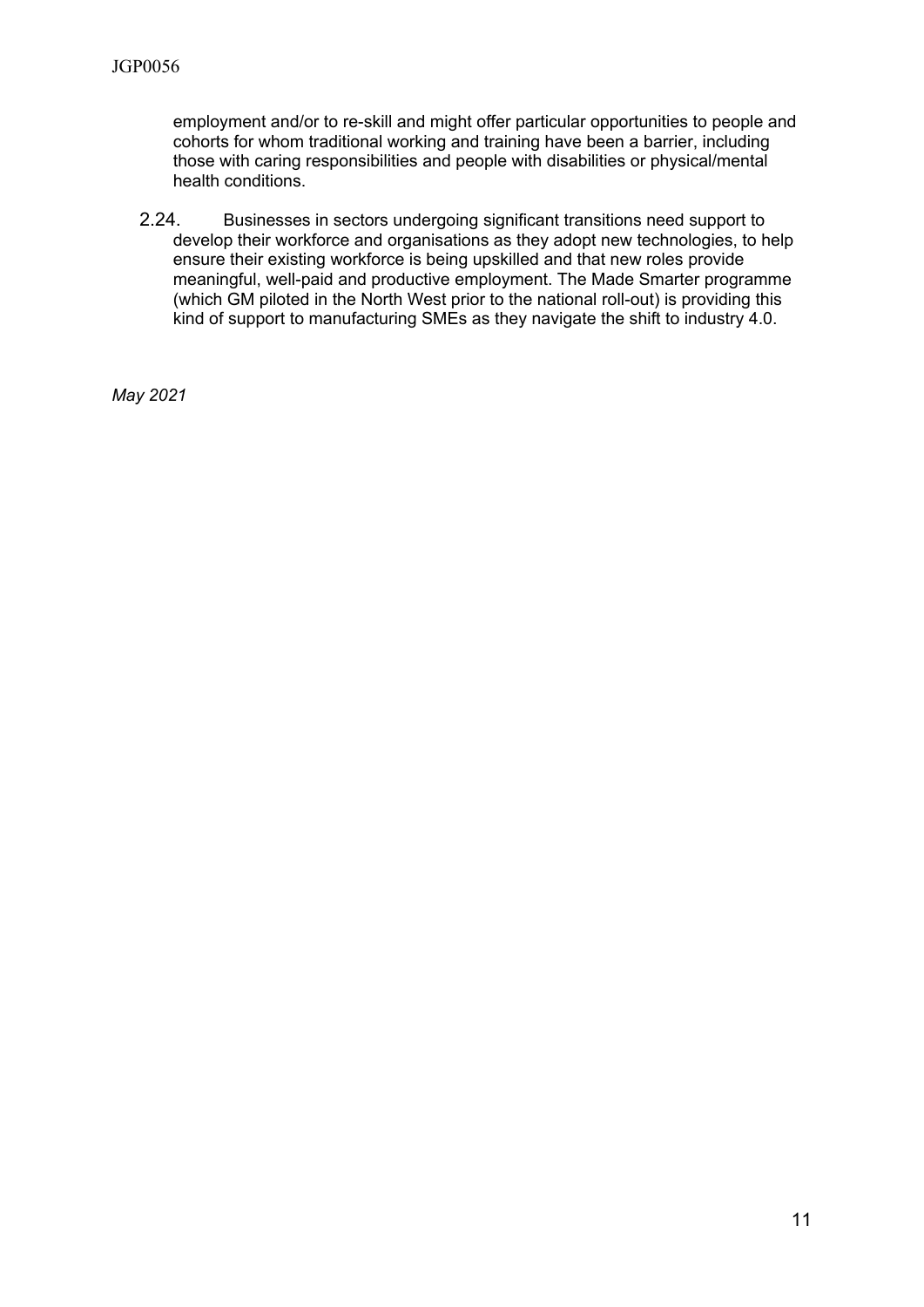employment and/or to re-skill and might offer particular opportunities to people and cohorts for whom traditional working and training have been a barrier, including those with caring responsibilities and people with disabilities or physical/mental health conditions.

2.24. Businesses in sectors undergoing significant transitions need support to develop their workforce and organisations as they adopt new technologies, to help ensure their existing workforce is being upskilled and that new roles provide meaningful, well-paid and productive employment. The Made Smarter programme (which GM piloted in the North West prior to the national roll-out) is providing this kind of support to manufacturing SMEs as they navigate the shift to industry 4.0.

*May 2021*